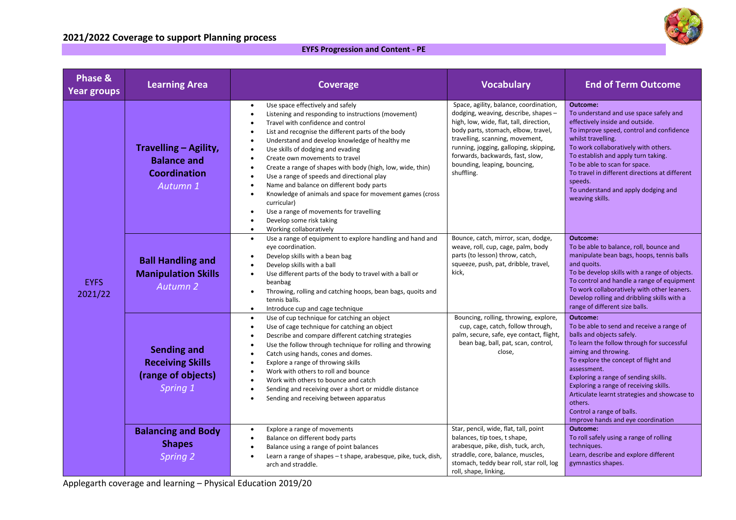## 2021/2022 Coverage to support Planning process

**EYFS Progression and Content - PE**

| Phase & Year groups | Learning Area | Coverage | Vocabulary | End of Term Outcome |
|---|---|---|---|---|
| EYFS 2021/22 | **Travelling – Agility, Balance and Coordination** *Autumn 1* | • Use space effectively and safely<br>• Listening and responding to instructions (movement)<br>• Travel with confidence and control<br>• List and recognise the different parts of the body<br>• Understand and develop knowledge of healthy me<br>• Use skills of dodging and evading<br>• Create own movements to travel<br>• Create a range of shapes with body (high, low, wide, thin)<br>• Use a range of speeds and directional play<br>• Name and balance on different body parts<br>• Knowledge of animals and space for movement games (cross curricular)<br>• Use a range of movements for travelling<br>• Develop some risk taking<br>• Working collaboratively | Space, agility, balance, coordination, dodging, weaving, describe, shapes – high, low, wide, flat, tall, direction, body parts, stomach, elbow, travel, travelling, scanning, movement, running, jogging, galloping, skipping, forwards, backwards, fast, slow, bounding, leaping, bouncing, shuffling. | **Outcome:**<br>To understand and use space safely and effectively inside and outside.<br>To improve speed, control and confidence whilst travelling.<br>To work collaboratively with others.<br>To establish and apply turn taking.<br>To be able to scan for space.<br>To travel in different directions at different speeds.<br>To understand and apply dodging and weaving skills. |
| | **Ball Handling and Manipulation Skills** *Autumn 2* | • Use a range of equipment to explore handling and hand and eye coordination.<br>• Develop skills with a bean bag<br>• Develop skills with a ball<br>• Use different parts of the body to travel with a ball or beanbag<br>• Throwing, rolling and catching hoops, bean bags, quoits and tennis balls.<br>• Introduce cup and cage technique | Bounce, catch, mirror, scan, dodge, weave, roll, cup, cage, palm, body parts (to lesson) throw, catch, squeeze, push, pat, dribble, travel, kick, | **Outcome:**<br>To be able to balance, roll, bounce and manipulate bean bags, hoops, tennis balls and quoits.<br>To be develop skills with a range of objects.<br>To control and handle a range of equipment<br>To work collaboratively with other leaners.<br>Develop rolling and dribbling skills with a range of different size balls. |
| | **Sending and Receiving Skills (range of objects)** *Spring 1* | • Use of cup technique for catching an object<br>• Use of cage technique for catching an object<br>• Describe and compare different catching strategies<br>• Use the follow through technique for rolling and throwing<br>• Catch using hands, cones and domes.<br>• Explore a range of throwing skills<br>• Work with others to roll and bounce<br>• Work with others to bounce and catch<br>• Sending and receiving over a short or middle distance<br>• Sending and receiving between apparatus | Bouncing, rolling, throwing, explore, cup, cage, catch, follow through, palm, secure, safe, eye contact, flight, bean bag, ball, pat, scan, control, close, | **Outcome:**<br>To be able to send and receive a range of balls and objects safely.<br>To learn the follow through for successful aiming and throwing.<br>To explore the concept of flight and assessment.<br>Exploring a range of sending skills.<br>Exploring a range of receiving skills.<br>Articulate learnt strategies and showcase to others.<br>Control a range of balls.<br>Improve hands and eye coordination |
| | **Balancing and Body Shapes** *Spring 2* | • Explore a range of movements<br>• Balance on different body parts<br>• Balance using a range of point balances<br>• Learn a range of shapes – t shape, arabesque, pike, tuck, dish, arch and straddle. | Star, pencil, wide, flat, tall, point balances, tip toes, t shape, arabesque, pike, dish, tuck, arch, straddle, core, balance, muscles, stomach, teddy bear roll, star roll, log roll, shape, linking, | **Outcome:**<br>To roll safely using a range of rolling techniques.<br>Learn, describe and explore different gymnastics shapes. |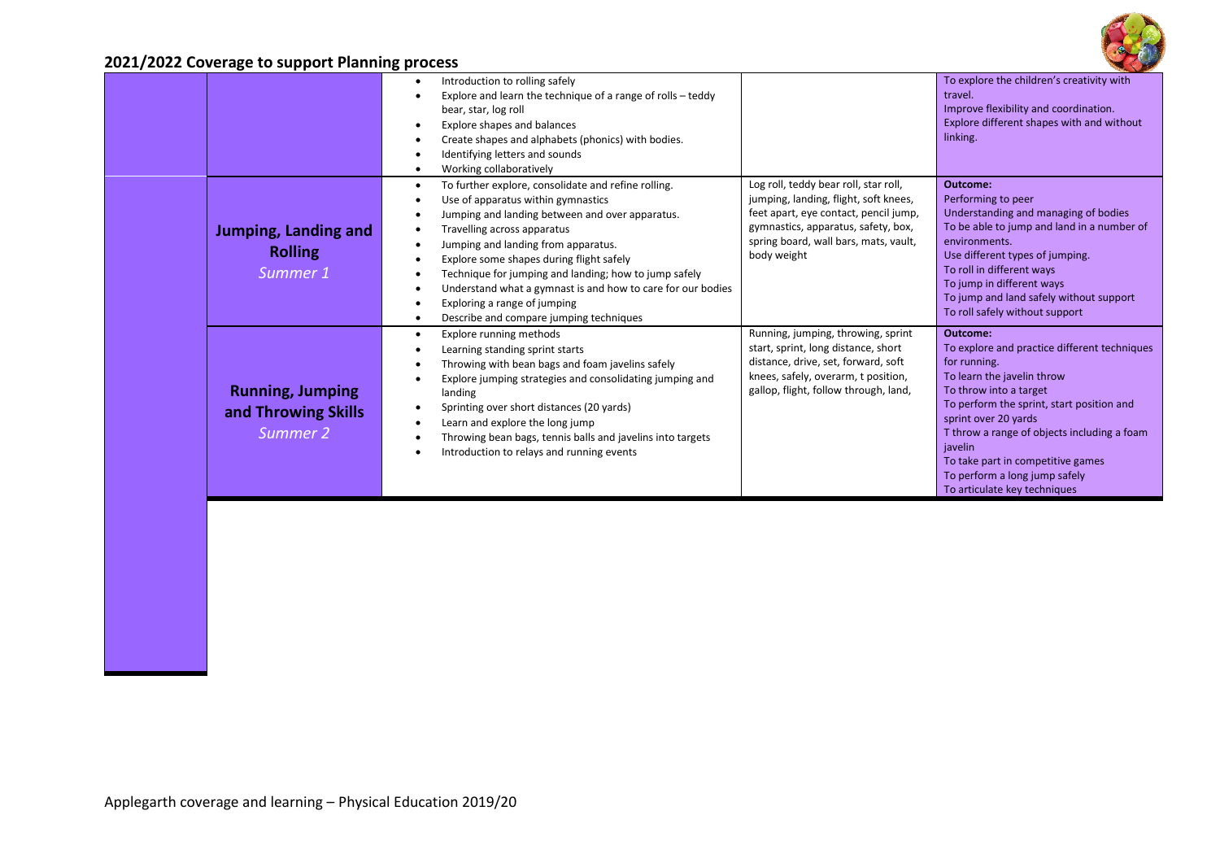## 2021/2022 Coverage to support Planning process

| | | | | |
|---|---|---|---|---|
| | | • Introduction to rolling safely<br>• Explore and learn the technique of a range of rolls – teddy bear, star, log roll<br>• Explore shapes and balances<br>• Create shapes and alphabets (phonics) with bodies.<br>• Identifying letters and sounds<br>• Working collaboratively | | To explore the children's creativity with travel.<br>Improve flexibility and coordination.<br>Explore different shapes with and without linking. |
| | **Jumping, Landing and Rolling**<br>*Summer 1* | • To further explore, consolidate and refine rolling.<br>• Use of apparatus within gymnastics<br>• Jumping and landing between and over apparatus.<br>• Travelling across apparatus<br>• Jumping and landing from apparatus.<br>• Explore some shapes during flight safely<br>• Technique for jumping and landing; how to jump safely<br>• Understand what a gymnast is and how to care for our bodies<br>• Exploring a range of jumping<br>• Describe and compare jumping techniques | Log roll, teddy bear roll, star roll, jumping, landing, flight, soft knees, feet apart, eye contact, pencil jump, gymnastics, apparatus, safety, box, spring board, wall bars, mats, vault, body weight | **Outcome:**<br>Performing to peer<br>Understanding and managing of bodies<br>To be able to jump and land in a number of environments.<br>Use different types of jumping.<br>To roll in different ways<br>To jump in different ways<br>To jump and land safely without support<br>To roll safely without support |
| | **Running, Jumping and Throwing Skills**<br>*Summer 2* | • Explore running methods<br>• Learning standing sprint starts<br>• Throwing with bean bags and foam javelins safely<br>• Explore jumping strategies and consolidating jumping and landing<br>• Sprinting over short distances (20 yards)<br>• Learn and explore the long jump<br>• Throwing bean bags, tennis balls and javelins into targets<br>• Introduction to relays and running events | Running, jumping, throwing, sprint start, sprint, long distance, short distance, drive, set, forward, soft knees, safely, overarm, t position, gallop, flight, follow through, land, | **Outcome:**<br>To explore and practice different techniques for running.<br>To learn the javelin throw<br>To throw into a target<br>To perform the sprint, start position and sprint over 20 yards<br>T throw a range of objects including a foam javelin<br>To take part in competitive games<br>To perform a long jump safely<br>To articulate key techniques |

Applegarth coverage and learning – Physical Education 2019/20